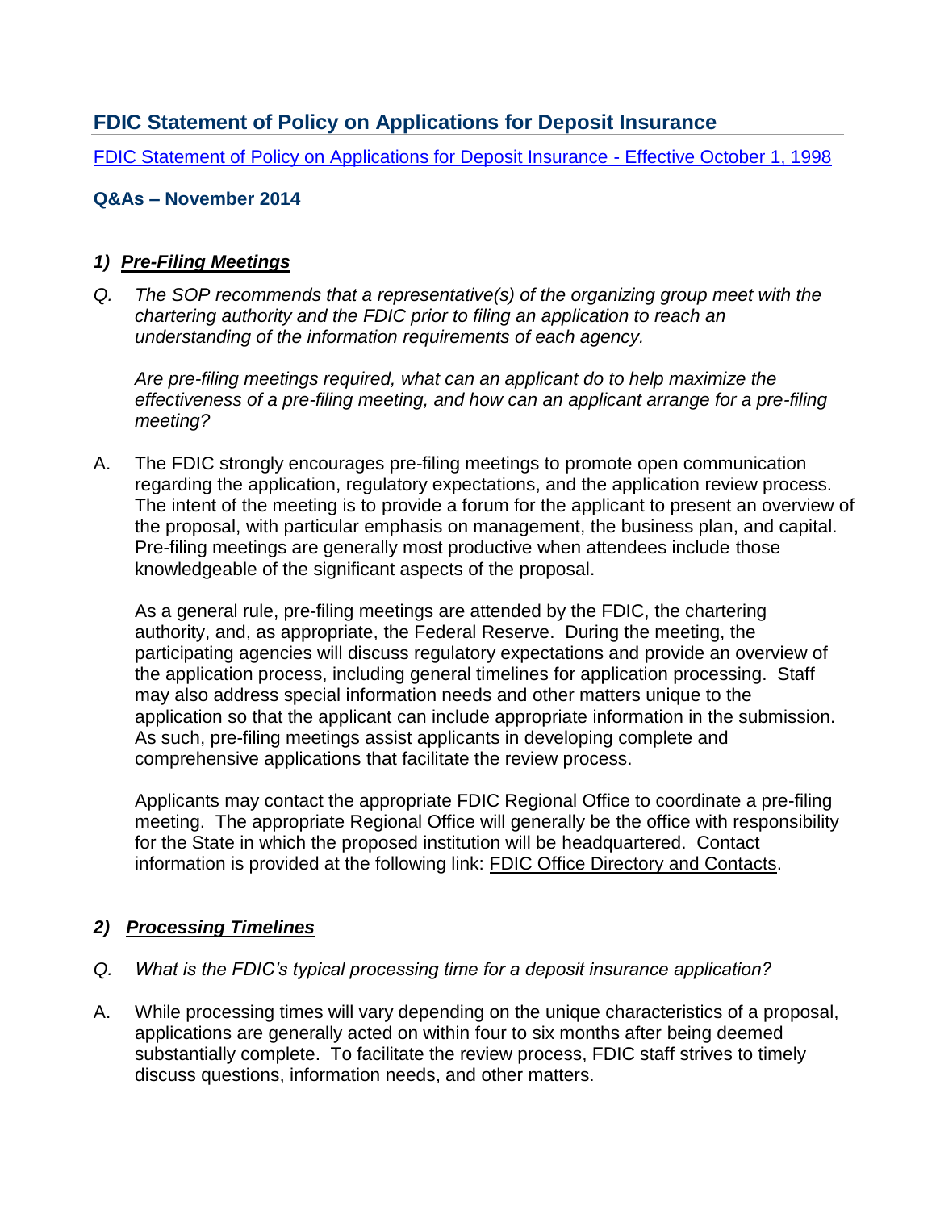## FDIC Statement of Policy on Applications for Deposit Insurance

[FDIC Statement of Policy on Applications for Deposit Insurance - Effective October 1, 1998]

### Q&As – November 2014

### *1) Pre-Filing Meetings*

*Q. The SOP recommends that a representative(s) of the organizing group meet with the chartering authority and the FDIC prior to filing an application to reach an understanding of the information requirements of each agency.*

*Are pre-filing meetings required, what can an applicant do to help maximize the effectiveness of a pre-filing meeting, and how can an applicant arrange for a pre-filing meeting?*

A. The FDIC strongly encourages pre-filing meetings to promote open communication regarding the application, regulatory expectations, and the application review process. The intent of the meeting is to provide a forum for the applicant to present an overview of the proposal, with particular emphasis on management, the business plan, and capital. Pre-filing meetings are generally most productive when attendees include those knowledgeable of the significant aspects of the proposal.

As a general rule, pre-filing meetings are attended by the FDIC, the chartering authority, and, as appropriate, the Federal Reserve. During the meeting, the participating agencies will discuss regulatory expectations and provide an overview of the application process, including general timelines for application processing. Staff may also address special information needs and other matters unique to the application so that the applicant can include appropriate information in the submission. As such, pre-filing meetings assist applicants in developing complete and comprehensive applications that facilitate the review process.

Applicants may contact the appropriate FDIC Regional Office to coordinate a pre-filing meeting. The appropriate Regional Office will generally be the office with responsibility for the State in which the proposed institution will be headquartered. Contact information is provided at the following link: FDIC Office Directory and Contacts.

### *2) Processing Timelines*

*Q. What is the FDIC's typical processing time for a deposit insurance application?*

A. While processing times will vary depending on the unique characteristics of a proposal, applications are generally acted on within four to six months after being deemed substantially complete. To facilitate the review process, FDIC staff strives to timely discuss questions, information needs, and other matters.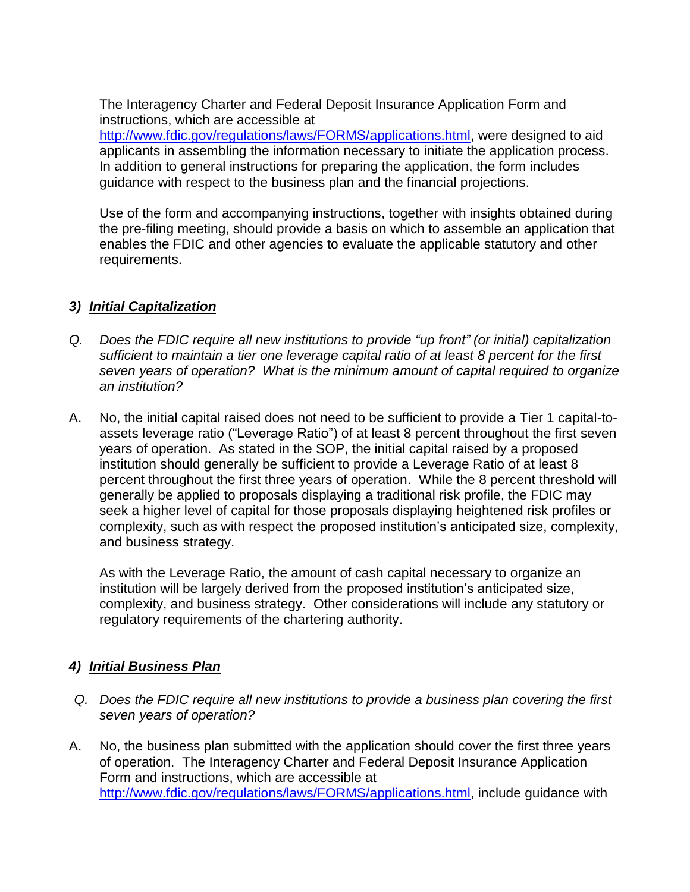The Interagency Charter and Federal Deposit Insurance Application Form and instructions, which are accessible at [http://www.fdic.gov/regulations/laws/FORMS/applications.html](http://www.fdic.gov/regulations/laws/FORMS/applications.html), were designed to aid applicants in assembling the information necessary to initiate the application process. In addition to general instructions for preparing the application, the form includes guidance with respect to the business plan and the financial projections.

Use of the form and accompanying instructions, together with insights obtained during the pre-filing meeting, should provide a basis on which to assemble an application that enables the FDIC and other agencies to evaluate the applicable statutory and other requirements.

### *3) Initial Capitalization*

*Q. Does the FDIC require all new institutions to provide "up front" (or initial) capitalization sufficient to maintain a tier one leverage capital ratio of at least 8 percent for the first seven years of operation? What is the minimum amount of capital required to organize an institution?*

A. No, the initial capital raised does not need to be sufficient to provide a Tier 1 capital-to-assets leverage ratio ("Leverage Ratio") of at least 8 percent throughout the first seven years of operation. As stated in the SOP, the initial capital raised by a proposed institution should generally be sufficient to provide a Leverage Ratio of at least 8 percent throughout the first three years of operation. While the 8 percent threshold will generally be applied to proposals displaying a traditional risk profile, the FDIC may seek a higher level of capital for those proposals displaying heightened risk profiles or complexity, such as with respect the proposed institution's anticipated size, complexity, and business strategy.

As with the Leverage Ratio, the amount of cash capital necessary to organize an institution will be largely derived from the proposed institution's anticipated size, complexity, and business strategy. Other considerations will include any statutory or regulatory requirements of the chartering authority.

### *4) Initial Business Plan*

*Q. Does the FDIC require all new institutions to provide a business plan covering the first seven years of operation?*

A. No, the business plan submitted with the application should cover the first three years of operation. The Interagency Charter and Federal Deposit Insurance Application Form and instructions, which are accessible at [http://www.fdic.gov/regulations/laws/FORMS/applications.html](http://www.fdic.gov/regulations/laws/FORMS/applications.html), include guidance with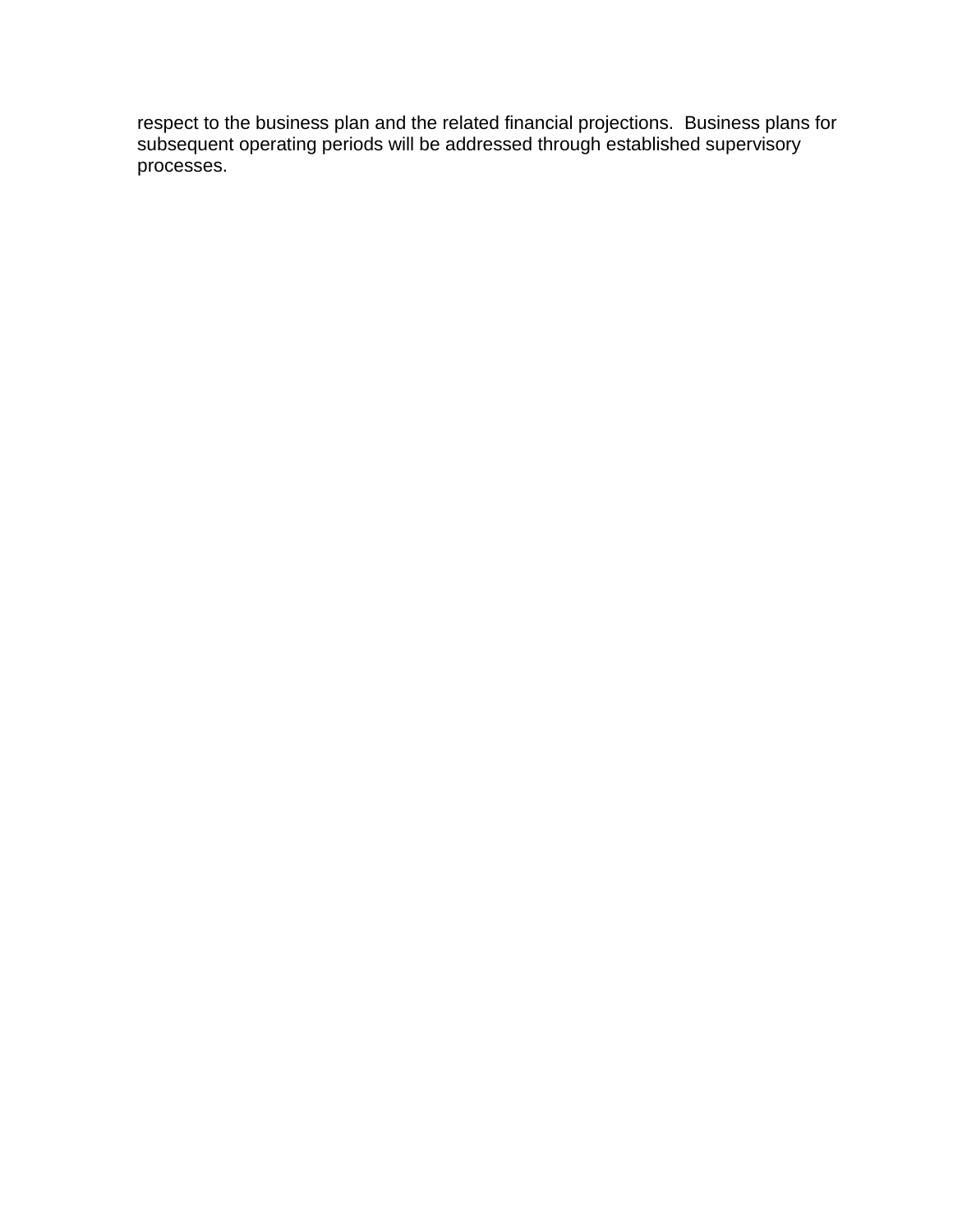respect to the business plan and the related financial projections. Business plans for subsequent operating periods will be addressed through established supervisory processes.